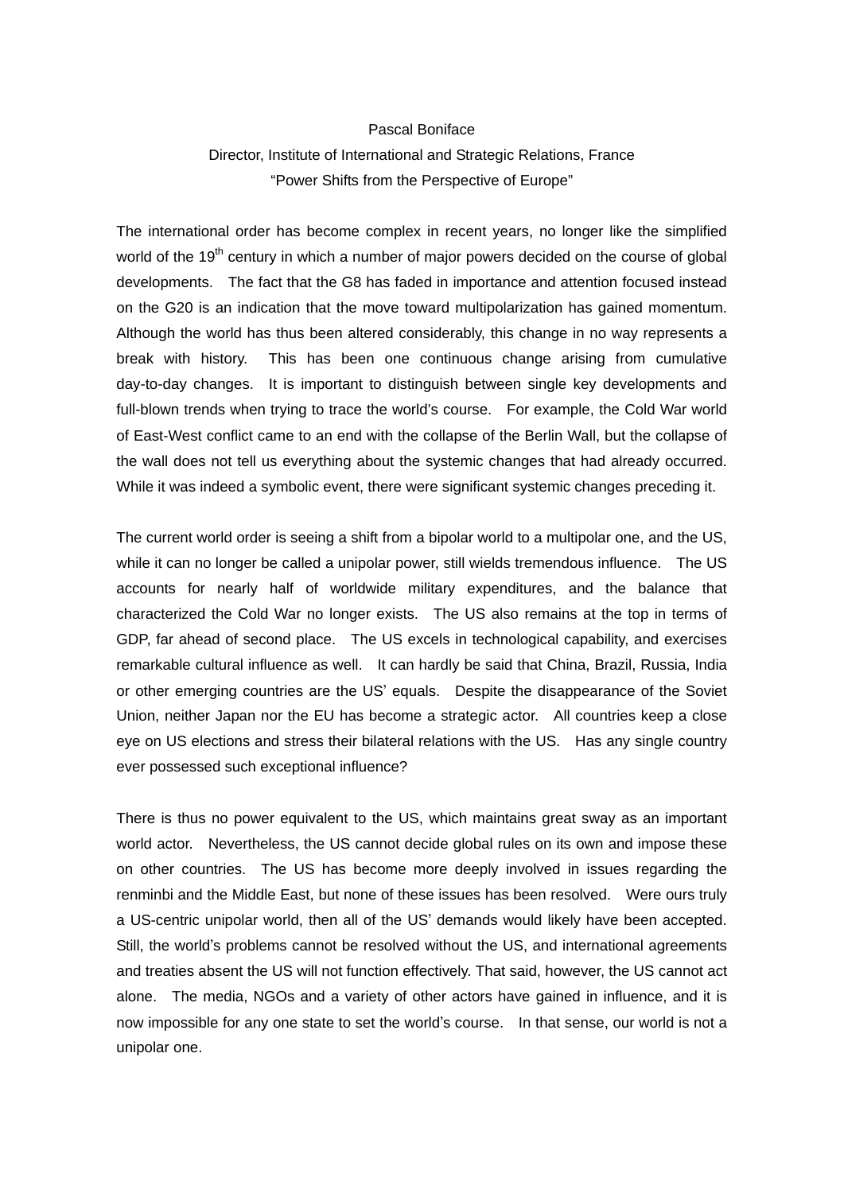Pascal Boniface

Director, Institute of International and Strategic Relations, France

"Power Shifts from the Perspective of Europe"

The international order has become complex in recent years, no longer like the simplified world of the $19^{th}$ century in which a number of major powers decided on the course of global developments. The fact that the G8 has faded in importance and attention focused instead on the G20 is an indication that the move toward multipolarization has gained momentum. Although the world has thus been altered considerably, this change in no way represents a break with history. This has been one continuous change arising from cumulative day-to-day changes. It is important to distinguish between single key developments and full-blown trends when trying to trace the world's course. For example, the Cold War world of East-West conflict came to an end with the collapse of the Berlin Wall, but the collapse of the wall does not tell us everything about the systemic changes that had already occurred. While it was indeed a symbolic event, there were significant systemic changes preceding it.

The current world order is seeing a shift from a bipolar world to a multipolar one, and the US, while it can no longer be called a unipolar power, still wields tremendous influence. The US accounts for nearly half of worldwide military expenditures, and the balance that characterized the Cold War no longer exists. The US also remains at the top in terms of GDP, far ahead of second place. The US excels in technological capability, and exercises remarkable cultural influence as well. It can hardly be said that China, Brazil, Russia, India or other emerging countries are the US' equals. Despite the disappearance of the Soviet Union, neither Japan nor the EU has become a strategic actor. All countries keep a close eye on US elections and stress their bilateral relations with the US. Has any single country ever possessed such exceptional influence?

There is thus no power equivalent to the US, which maintains great sway as an important world actor. Nevertheless, the US cannot decide global rules on its own and impose these on other countries. The US has become more deeply involved in issues regarding the renminbi and the Middle East, but none of these issues has been resolved. Were ours truly a US-centric unipolar world, then all of the US' demands would likely have been accepted. Still, the world's problems cannot be resolved without the US, and international agreements and treaties absent the US will not function effectively. That said, however, the US cannot act alone. The media, NGOs and a variety of other actors have gained in influence, and it is now impossible for any one state to set the world's course. In that sense, our world is not a unipolar one.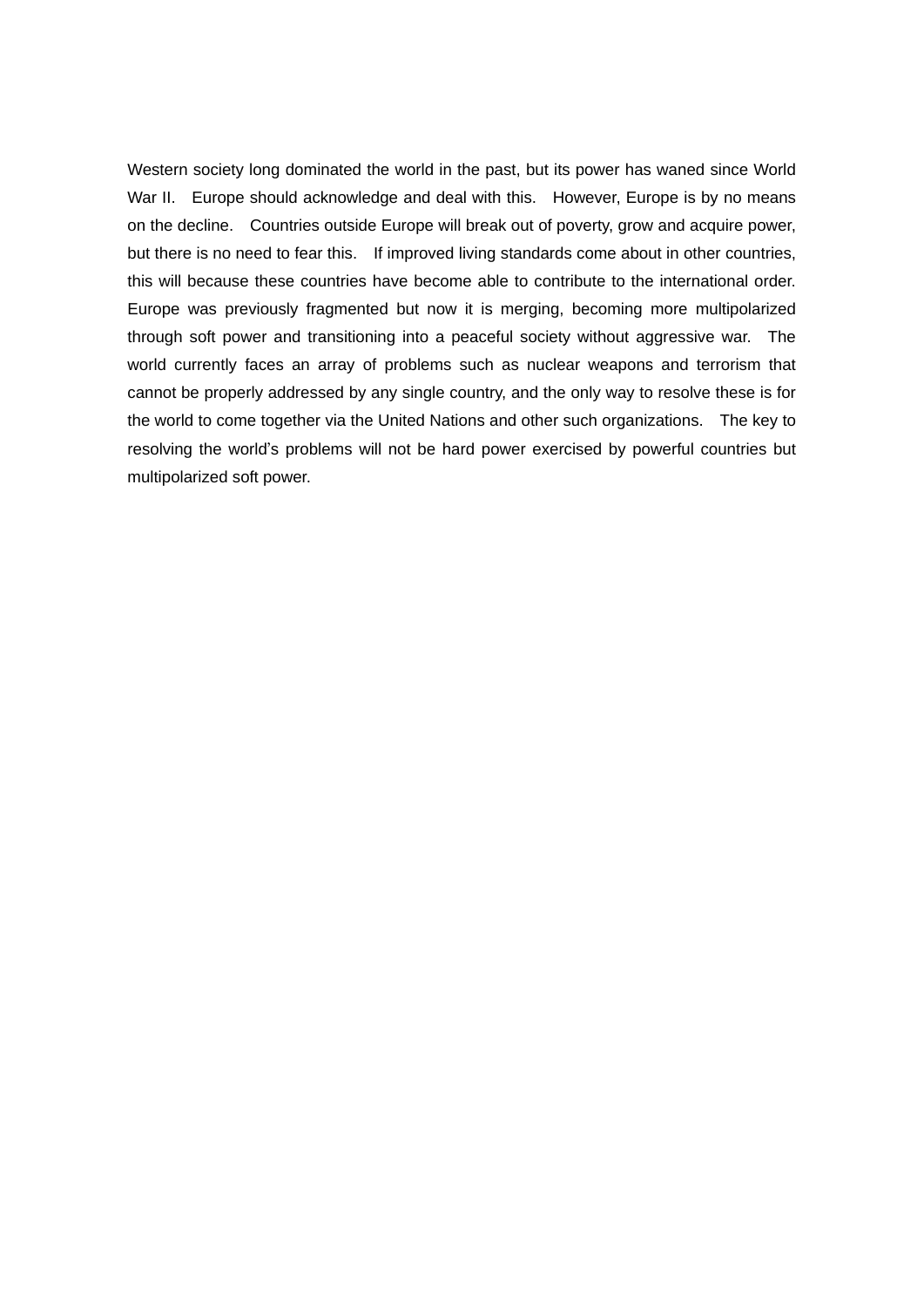Western society long dominated the world in the past, but its power has waned since World War II. Europe should acknowledge and deal with this. However, Europe is by no means on the decline. Countries outside Europe will break out of poverty, grow and acquire power, but there is no need to fear this. If improved living standards come about in other countries, this will because these countries have become able to contribute to the international order. Europe was previously fragmented but now it is merging, becoming more multipolarized through soft power and transitioning into a peaceful society without aggressive war. The world currently faces an array of problems such as nuclear weapons and terrorism that cannot be properly addressed by any single country, and the only way to resolve these is for the world to come together via the United Nations and other such organizations. The key to resolving the world's problems will not be hard power exercised by powerful countries but multipolarized soft power.